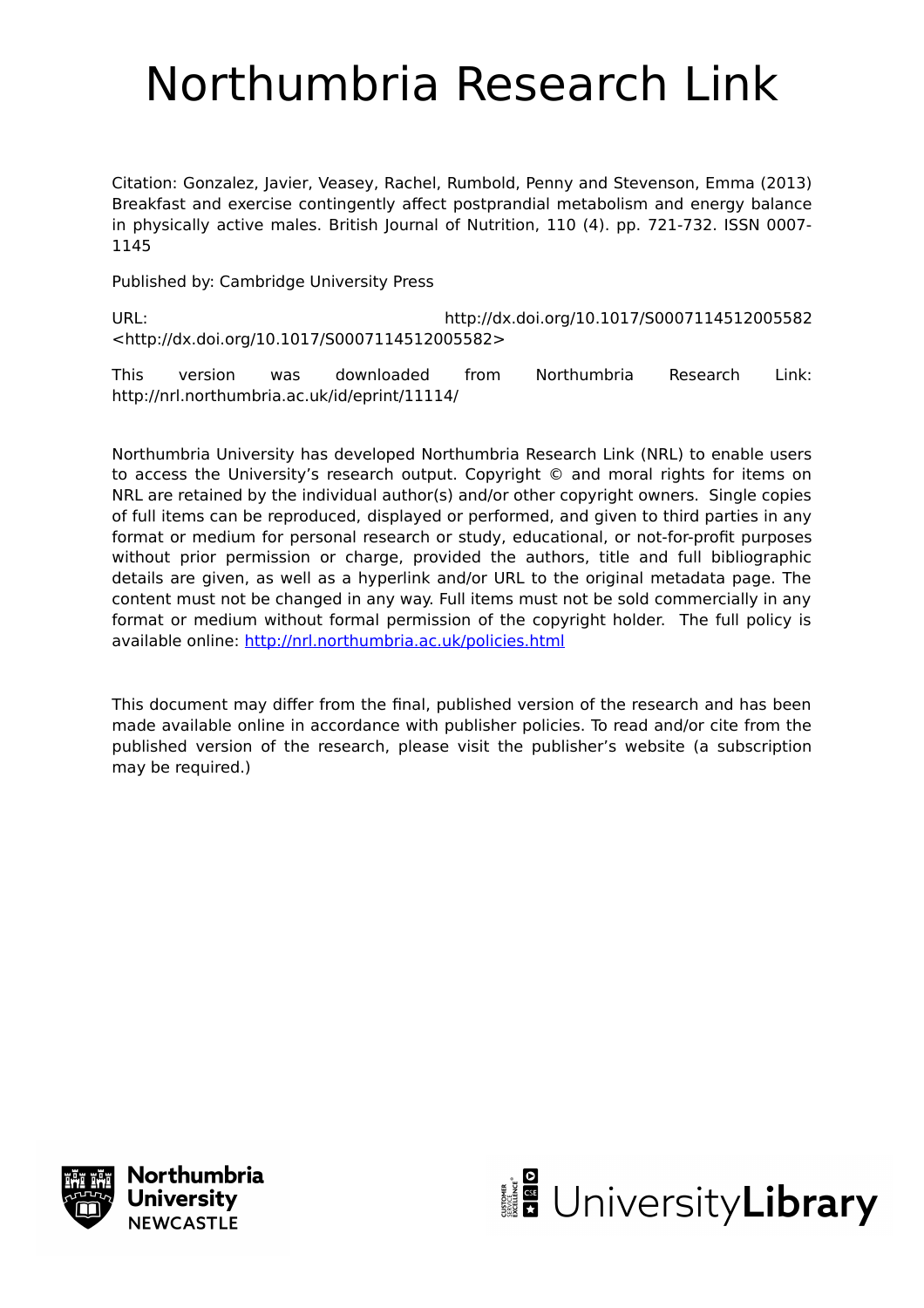# Northumbria Research Link

Citation: Gonzalez, Javier, Veasey, Rachel, Rumbold, Penny and Stevenson, Emma (2013) Breakfast and exercise contingently affect postprandial metabolism and energy balance in physically active males. British Journal of Nutrition, 110 (4). pp. 721-732. ISSN 0007-1145

Published by: Cambridge University Press

URL: http://dx.doi.org/10.1017/S0007114512005582 <http://dx.doi.org/10.1017/S0007114512005582>

This version was downloaded from Northumbria Research Link: http://nrl.northumbria.ac.uk/id/eprint/11114/

Northumbria University has developed Northumbria Research Link (NRL) to enable users to access the University's research output. Copyright © and moral rights for items on NRL are retained by the individual author(s) and/or other copyright owners. Single copies of full items can be reproduced, displayed or performed, and given to third parties in any format or medium for personal research or study, educational, or not-for-profit purposes without prior permission or charge, provided the authors, title and full bibliographic details are given, as well as a hyperlink and/or URL to the original metadata page. The content must not be changed in any way. Full items must not be sold commercially in any format or medium without formal permission of the copyright holder. The full policy is available online: http://nrl.northumbria.ac.uk/policies.html

This document may differ from the final, published version of the research and has been made available online in accordance with publisher policies. To read and/or cite from the published version of the research, please visit the publisher's website (a subscription may be required.)

Northumbria University NEWCASTLE

UniversityLibrary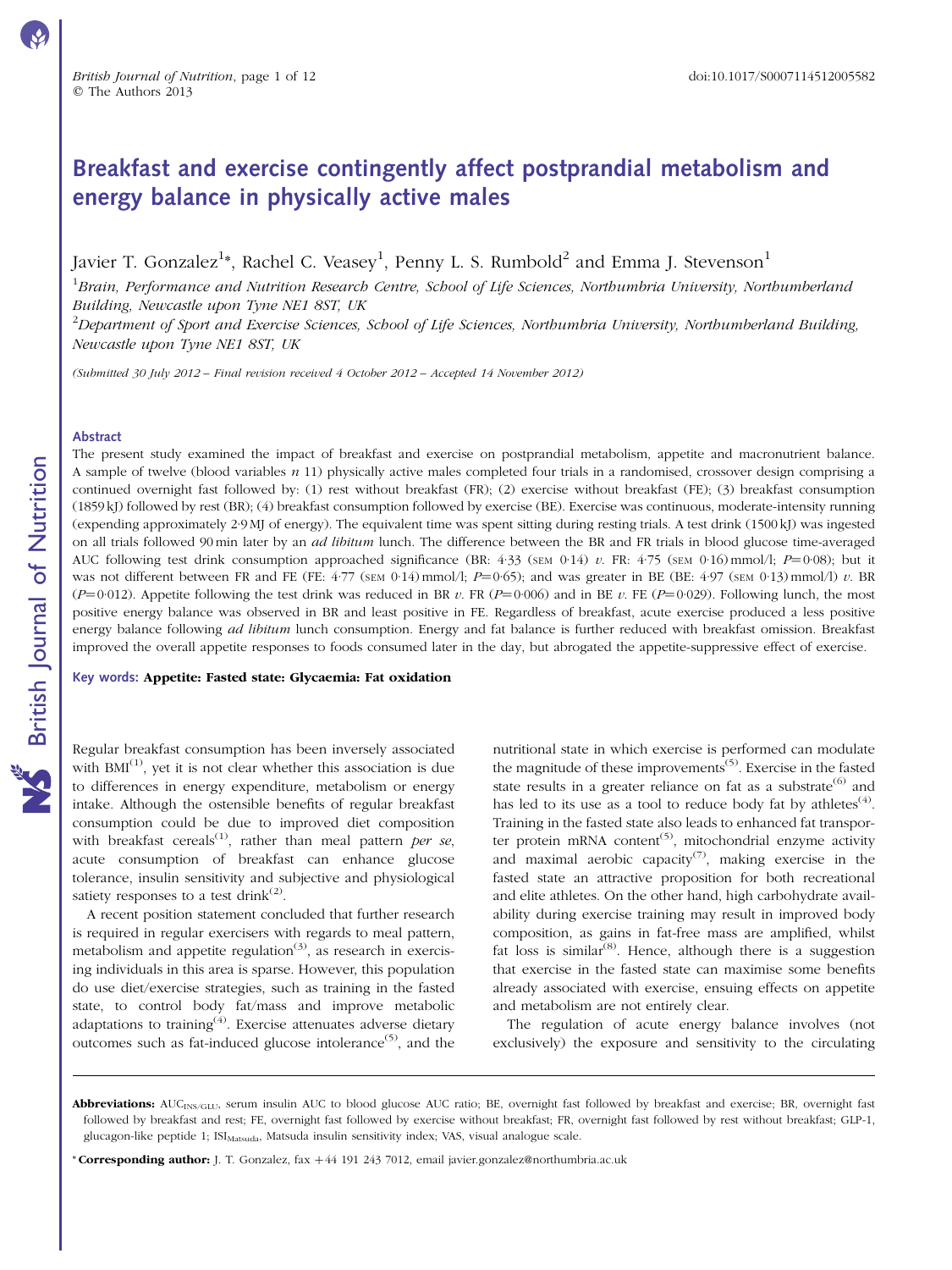# Breakfast and exercise contingently affect postprandial metabolism and energy balance in physically active males

Javier T. Gonzalez[1*], Rachel C. Veasey[1], Penny L. S. Rumbold[2] and Emma J. Stevenson[1]

[1]*Brain, Performance and Nutrition Research Centre, School of Life Sciences, Northumbria University, Northumberland Building, Newcastle upon Tyne NE1 8ST, UK*

[2]*Department of Sport and Exercise Sciences, School of Life Sciences, Northumbria University, Northumberland Building, Newcastle upon Tyne NE1 8ST, UK*

*(Submitted 30 July 2012 – Final revision received 4 October 2012 – Accepted 14 November 2012)*

## Abstract

The present study examined the impact of breakfast and exercise on postprandial metabolism, appetite and macronutrient balance. A sample of twelve (blood variables *n* 11) physically active males completed four trials in a randomised, crossover design comprising a continued overnight fast followed by: (1) rest without breakfast (FR); (2) exercise without breakfast (FE); (3) breakfast consumption (1859 kJ) followed by rest (BR); (4) breakfast consumption followed by exercise (BE). Exercise was continuous, moderate-intensity running (expending approximately 2·9 MJ of energy). The equivalent time was spent sitting during resting trials. A test drink (1500 kJ) was ingested on all trials followed 90 min later by an *ad libitum* lunch. The difference between the BR and FR trials in blood glucose time-averaged AUC following test drink consumption approached significance (BR: 4·33 (SEM 0·14) *v*. FR: 4·75 (SEM 0·16) mmol/l; $P=0·08$); but it was not different between FR and FE (FE: 4·77 (SEM 0·14) mmol/l; $P=0·65$); and was greater in BE (BE: 4·97 (SEM 0·13) mmol/l) *v*. BR ($P=0·012$). Appetite following the test drink was reduced in BR *v*. FR ($P=0·006$) and in BE *v*. FE ($P=0·029$). Following lunch, the most positive energy balance was observed in BR and least positive in FE. Regardless of breakfast, acute exercise produced a less positive energy balance following *ad libitum* lunch consumption. Energy and fat balance is further reduced with breakfast omission. Breakfast improved the overall appetite responses to foods consumed later in the day, but abrogated the appetite-suppressive effect of exercise.

**Key words: Appetite: Fasted state: Glycaemia: Fat oxidation**

Regular breakfast consumption has been inversely associated with BMI[1], yet it is not clear whether this association is due to differences in energy expenditure, metabolism or energy intake. Although the ostensible benefits of regular breakfast consumption could be due to improved diet composition with breakfast cereals[1], rather than meal pattern *per se*, acute consumption of breakfast can enhance glucose tolerance, insulin sensitivity and subjective and physiological satiety responses to a test drink[2].

A recent position statement concluded that further research is required in regular exercisers with regards to meal pattern, metabolism and appetite regulation[3], as research in exercising individuals in this area is sparse. However, this population do use diet/exercise strategies, such as training in the fasted state, to control body fat/mass and improve metabolic adaptations to training[4]. Exercise attenuates adverse dietary outcomes such as fat-induced glucose intolerance[5], and the nutritional state in which exercise is performed can modulate the magnitude of these improvements[5]. Exercise in the fasted state results in a greater reliance on fat as a substrate[6] and has led to its use as a tool to reduce body fat by athletes[4]. Training in the fasted state also leads to enhanced fat transporter protein mRNA content[5], mitochondrial enzyme activity and maximal aerobic capacity[7], making exercise in the fasted state an attractive proposition for both recreational and elite athletes. On the other hand, high carbohydrate availability during exercise training may result in improved body composition, as gains in fat-free mass are amplified, whilst fat loss is similar[8]. Hence, although there is a suggestion that exercise in the fasted state can maximise some benefits already associated with exercise, ensuing effects on appetite and metabolism are not entirely clear.

The regulation of acute energy balance involves (not exclusively) the exposure and sensitivity to the circulating

**Abbreviations:** $AUC_{INS/GLU}$, serum insulin AUC to blood glucose AUC ratio; BE, overnight fast followed by breakfast and exercise; BR, overnight fast followed by breakfast and rest; FE, overnight fast followed by exercise without breakfast; FR, overnight fast followed by rest without breakfast; GLP-1, glucagon-like peptide 1; $ISI_{Matsuda}$, Matsuda insulin sensitivity index; VAS, visual analogue scale.

\* **Corresponding author:** J. T. Gonzalez, fax +44 191 243 7012, email javier.gonzalez@northumbria.ac.uk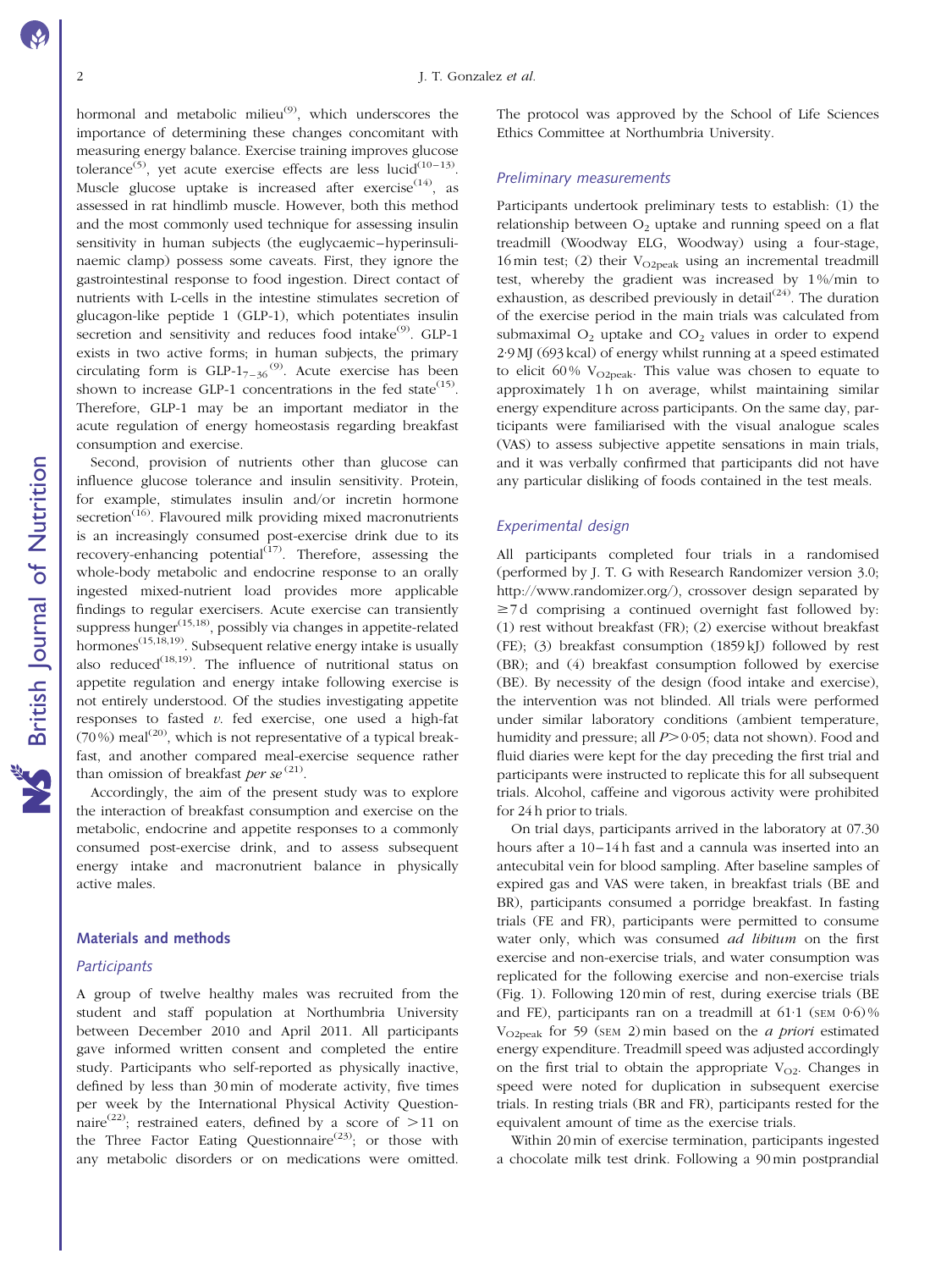hormonal and metabolic milieu[9], which underscores the importance of determining these changes concomitant with measuring energy balance. Exercise training improves glucose tolerance[5], yet acute exercise effects are less lucid[10–13]. Muscle glucose uptake is increased after exercise[14], as assessed in rat hindlimb muscle. However, both this method and the most commonly used technique for assessing insulin sensitivity in human subjects (the euglycaemic–hyperinsulinaemic clamp) possess some caveats. First, they ignore the gastrointestinal response to food ingestion. Direct contact of nutrients with L-cells in the intestine stimulates secretion of glucagon-like peptide 1 (GLP-1), which potentiates insulin secretion and sensitivity and reduces food intake[9]. GLP-1 exists in two active forms; in human subjects, the primary circulating form is GLP-$1_{7-36}$[9]. Acute exercise has been shown to increase GLP-1 concentrations in the fed state[15]. Therefore, GLP-1 may be an important mediator in the acute regulation of energy homeostasis regarding breakfast consumption and exercise.

Second, provision of nutrients other than glucose can influence glucose tolerance and insulin sensitivity. Protein, for example, stimulates insulin and/or incretin hormone secretion[16]. Flavoured milk providing mixed macronutrients is an increasingly consumed post-exercise drink due to its recovery-enhancing potential[17]. Therefore, assessing the whole-body metabolic and endocrine response to an orally ingested mixed-nutrient load provides more applicable findings to regular exercisers. Acute exercise can transiently suppress hunger[15,18], possibly via changes in appetite-related hormones[15,18,19]. Subsequent relative energy intake is usually also reduced[18,19]. The influence of nutritional status on appetite regulation and energy intake following exercise is not entirely understood. Of the studies investigating appetite responses to fasted *v.* fed exercise, one used a high-fat (70 %) meal[20], which is not representative of a typical breakfast, and another compared meal-exercise sequence rather than omission of breakfast *per se*[21].

Accordingly, the aim of the present study was to explore the interaction of breakfast consumption and exercise on the metabolic, endocrine and appetite responses to a commonly consumed post-exercise drink, and to assess subsequent energy intake and macronutrient balance in physically active males.

## Materials and methods

### Participants

A group of twelve healthy males was recruited from the student and staff population at Northumbria University between December 2010 and April 2011. All participants gave informed written consent and completed the entire study. Participants who self-reported as physically inactive, defined by less than 30 min of moderate activity, five times per week by the International Physical Activity Questionnaire[22]; restrained eaters, defined by a score of >11 on the Three Factor Eating Questionnaire[23]; or those with any metabolic disorders or on medications were omitted. The protocol was approved by the School of Life Sciences Ethics Committee at Northumbria University.

### Preliminary measurements

Participants undertook preliminary tests to establish: (1) the relationship between $O_2$ uptake and running speed on a flat treadmill (Woodway ELG, Woodway) using a four-stage, 16 min test; (2) their $V_{O_2peak}$ using an incremental treadmill test, whereby the gradient was increased by 1 %/min to exhaustion, as described previously in detail[24]. The duration of the exercise period in the main trials was calculated from submaximal $O_2$ uptake and $CO_2$ values in order to expend 2·9 MJ (693 kcal) of energy whilst running at a speed estimated to elicit 60 % $V_{O_2peak}$. This value was chosen to equate to approximately 1 h on average, whilst maintaining similar energy expenditure across participants. On the same day, participants were familiarised with the visual analogue scales (VAS) to assess subjective appetite sensations in main trials, and it was verbally confirmed that participants did not have any particular disliking of foods contained in the test meals.

### Experimental design

All participants completed four trials in a randomised (performed by J. T. G with Research Randomizer version 3.0; http://www.randomizer.org/), crossover design separated by ≥7 d comprising a continued overnight fast followed by: (1) rest without breakfast (FR); (2) exercise without breakfast (FE); (3) breakfast consumption (1859 kJ) followed by rest (BR); and (4) breakfast consumption followed by exercise (BE). By necessity of the design (food intake and exercise), the intervention was not blinded. All trials were performed under similar laboratory conditions (ambient temperature, humidity and pressure; all $P > 0·05$; data not shown). Food and fluid diaries were kept for the day preceding the first trial and participants were instructed to replicate this for all subsequent trials. Alcohol, caffeine and vigorous activity were prohibited for 24 h prior to trials.

On trial days, participants arrived in the laboratory at 07.30 hours after a 10–14 h fast and a cannula was inserted into an antecubital vein for blood sampling. After baseline samples of expired gas and VAS were taken, in breakfast trials (BE and BR), participants consumed a porridge breakfast. In fasting trials (FE and FR), participants were permitted to consume water only, which was consumed *ad libitum* on the first exercise and non-exercise trials, and water consumption was replicated for the following exercise and non-exercise trials (Fig. 1). Following 120 min of rest, during exercise trials (BE and FE), participants ran on a treadmill at 61·1 (SEM 0·6) % $V_{O_2peak}$ for 59 (SEM 2) min based on the *a priori* estimated energy expenditure. Treadmill speed was adjusted accordingly on the first trial to obtain the appropriate $V_{O_2}$. Changes in speed were noted for duplication in subsequent exercise trials. In resting trials (BR and FR), participants rested for the equivalent amount of time as the exercise trials.

Within 20 min of exercise termination, participants ingested a chocolate milk test drink. Following a 90 min postprandial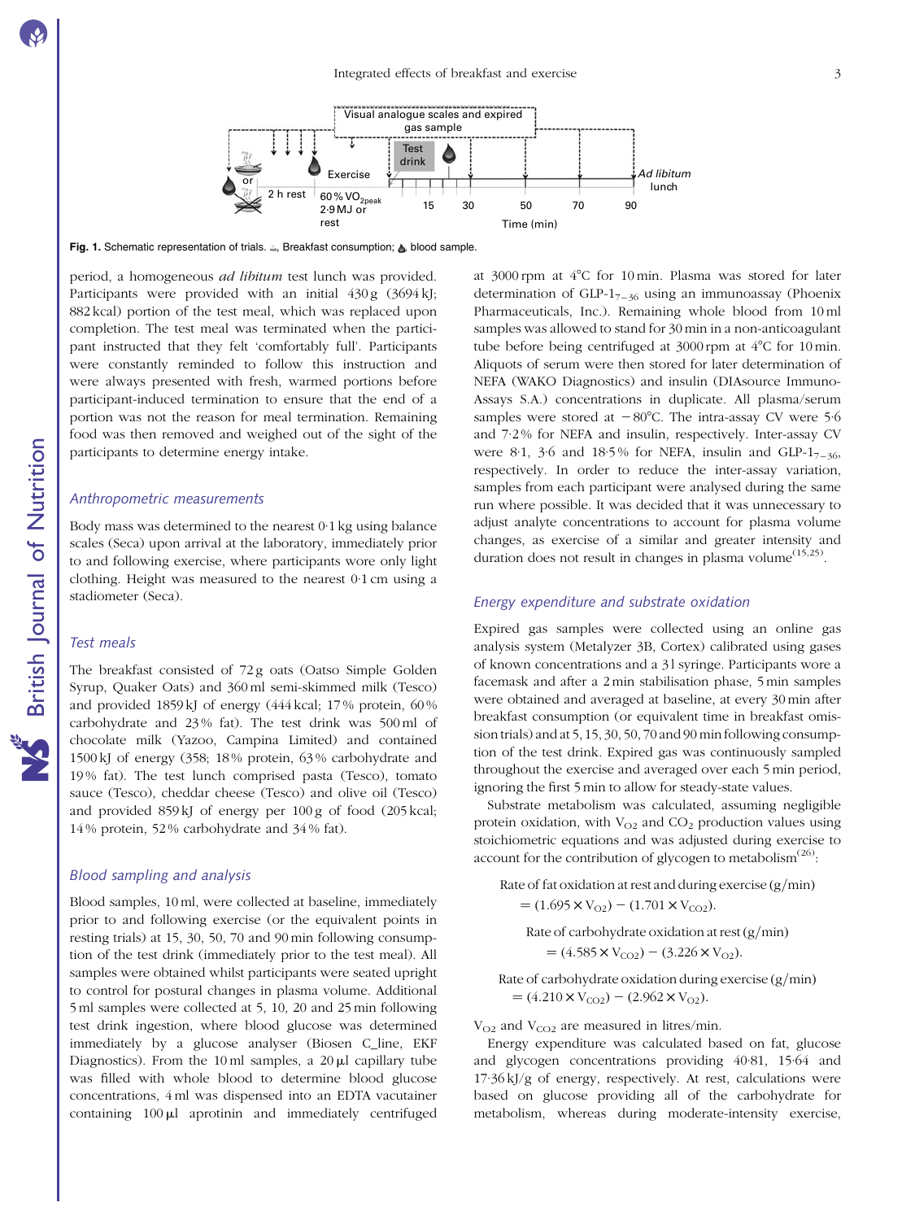Fig. 1. Schematic representation of trials. Breakfast consumption; blood sample.

period, a homogeneous *ad libitum* test lunch was provided. Participants were provided with an initial 430 g (3694 kJ; 882 kcal) portion of the test meal, which was replaced upon completion. The test meal was terminated when the participant instructed that they felt 'comfortably full'. Participants were constantly reminded to follow this instruction and were always presented with fresh, warmed portions before participant-induced termination to ensure that the end of a portion was not the reason for meal termination. Remaining food was then removed and weighed out of the sight of the participants to determine energy intake.

### Anthropometric measurements

Body mass was determined to the nearest 0·1 kg using balance scales (Seca) upon arrival at the laboratory, immediately prior to and following exercise, where participants wore only light clothing. Height was measured to the nearest 0·1 cm using a stadiometer (Seca).

### Test meals

The breakfast consisted of 72 g oats (Oatso Simple Golden Syrup, Quaker Oats) and 360 ml semi-skimmed milk (Tesco) and provided 1859 kJ of energy (444 kcal; 17 % protein, 60 % carbohydrate and 23 % fat). The test drink was 500 ml of chocolate milk (Yazoo, Campina Limited) and contained 1500 kJ of energy (358; 18 % protein, 63 % carbohydrate and 19 % fat). The test lunch comprised pasta (Tesco), tomato sauce (Tesco), cheddar cheese (Tesco) and olive oil (Tesco) and provided 859 kJ of energy per 100 g of food (205 kcal; 14 % protein, 52 % carbohydrate and 34 % fat).

### Blood sampling and analysis

Blood samples, 10 ml, were collected at baseline, immediately prior to and following exercise (or the equivalent points in resting trials) at 15, 30, 50, 70 and 90 min following consumption of the test drink (immediately prior to the test meal). All samples were obtained whilst participants were seated upright to control for postural changes in plasma volume. Additional 5 ml samples were collected at 5, 10, 20 and 25 min following test drink ingestion, where blood glucose was determined immediately by a glucose analyser (Biosen C_line, EKF Diagnostics). From the 10 ml samples, a 20 µl capillary tube was filled with whole blood to determine blood glucose concentrations, 4 ml was dispensed into an EDTA vacutainer containing 100 µl aprotinin and immediately centrifuged at 3000 rpm at 4°C for 10 min. Plasma was stored for later determination of $GLP\text{-}1_{7-36}$ using an immunoassay (Phoenix Pharmaceuticals, Inc.). Remaining whole blood from 10 ml samples was allowed to stand for 30 min in a non-anticoagulant tube before being centrifuged at 3000 rpm at 4°C for 10 min. Aliquots of serum were then stored for later determination of NEFA (WAKO Diagnostics) and insulin (DIAsource ImmunoAssays S.A.) concentrations in duplicate. All plasma/serum samples were stored at −80°C. The intra-assay CV were 5·6 and 7·2 % for NEFA and insulin, respectively. Inter-assay CV were 8·1, 3·6 and 18·5 % for NEFA, insulin and $GLP\text{-}1_{7-36}$, respectively. In order to reduce the inter-assay variation, samples from each participant were analysed during the same run where possible. It was decided that it was unnecessary to adjust analyte concentrations to account for plasma volume changes, as exercise of a similar and greater intensity and duration does not result in changes in plasma volume[15,25].

### Energy expenditure and substrate oxidation

Expired gas samples were collected using an online gas analysis system (Metalyzer 3B, Cortex) calibrated using gases of known concentrations and a 3 l syringe. Participants wore a facemask and after a 2 min stabilisation phase, 5 min samples were obtained and averaged at baseline, at every 30 min after breakfast consumption (or equivalent time in breakfast omission trials) and at 5, 15, 30, 50, 70 and 90 min following consumption of the test drink. Expired gas was continuously sampled throughout the exercise and averaged over each 5 min period, ignoring the first 5 min to allow for steady-state values.

Substrate metabolism was calculated, assuming negligible protein oxidation, with $V_{O2}$ and $CO_2$ production values using stoichiometric equations and was adjusted during exercise to account for the contribution of glycogen to metabolism[26]:

$$\text{Rate of fat oxidation at rest and during exercise (g/min)} = (1.695 \times V_{O2}) - (1.701 \times V_{CO2}).$$

$$\text{Rate of carbohydrate oxidation at rest (g/min)} = (4.585 \times V_{CO2}) - (3.226 \times V_{O2}).$$

$$\text{Rate of carbohydrate oxidation during exercise (g/min)} = (4.210 \times V_{CO2}) - (2.962 \times V_{O2}).$$

$V_{O2}$ and $V_{CO2}$ are measured in litres/min.

Energy expenditure was calculated based on fat, glucose and glycogen concentrations providing 40·81, 15·64 and 17·36 kJ/g of energy, respectively. At rest, calculations were based on glucose providing all of the carbohydrate for metabolism, whereas during moderate-intensity exercise,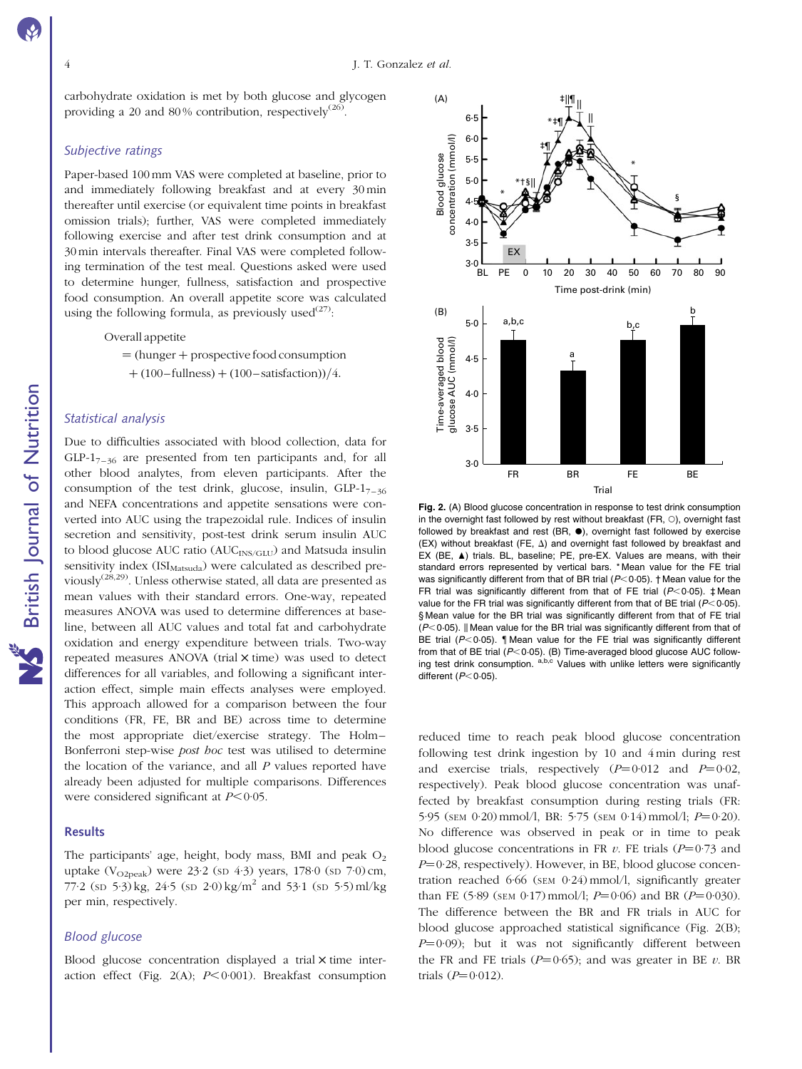carbohydrate oxidation is met by both glucose and glycogen providing a 20 and 80 % contribution, respectively[26].

### Subjective ratings

Paper-based 100 mm VAS were completed at baseline, prior to and immediately following breakfast and at every 30 min thereafter until exercise (or equivalent time points in breakfast omission trials); further, VAS were completed immediately following exercise and after test drink consumption and at 30 min intervals thereafter. Final VAS were completed following termination of the test meal. Questions asked were used to determine hunger, fullness, satisfaction and prospective food consumption. An overall appetite score was calculated using the following formula, as previously used[27]:

$$\text{Overall appetite} = (\text{hunger} + \text{prospective food consumption} + (100 - \text{fullness}) + (100 - \text{satisfaction}))/4.$$

### Statistical analysis

Due to difficulties associated with blood collection, data for GLP-$1_{7-36}$ are presented from ten participants and, for all other blood analytes, from eleven participants. After the consumption of the test drink, glucose, insulin, GLP-$1_{7-36}$ and NEFA concentrations and appetite sensations were converted into AUC using the trapezoidal rule. Indices of insulin secretion and sensitivity, post-test drink serum insulin AUC to blood glucose AUC ratio ($AUC_{INS/GLU}$) and Matsuda insulin sensitivity index ($ISI_{Matsuda}$) were calculated as described previously[28,29]. Unless otherwise stated, all data are presented as mean values with their standard errors. One-way, repeated measures ANOVA was used to determine differences at baseline, between all AUC values and total fat and carbohydrate oxidation and energy expenditure between trials. Two-way repeated measures ANOVA (trial × time) was used to detect differences for all variables, and following a significant interaction effect, simple main effects analyses were employed. This approach allowed for a comparison between the four conditions (FR, FE, BR and BE) across time to determine the most appropriate diet/exercise strategy. The Holm–Bonferroni step-wise *post hoc* test was utilised to determine the location of the variance, and all *P* values reported have already been adjusted for multiple comparisons. Differences were considered significant at $P<0.05$.

## Results

The participants' age, height, body mass, BMI and peak $O_2$ uptake ($V_{O_2peak}$) were 23·2 (SD 4·3) years, 178·0 (SD 7·0) cm, 77·2 (SD 5·3) kg, 24·5 (SD 2·0) kg/m$^2$ and 53·1 (SD 5·5) ml/kg per min, respectively.

### Blood glucose

Blood glucose concentration displayed a trial × time interaction effect (Fig. 2(A); $P<0.001$). Breakfast consumption reduced time to reach peak blood glucose concentration following test drink ingestion by 10 and 4 min during rest and exercise trials, respectively ($P=0.012$ and $P=0.02$, respectively). Peak blood glucose concentration was unaffected by breakfast consumption during resting trials (FR: 5·95 (SEM 0·20) mmol/l, BR: 5·75 (SEM 0·14) mmol/l; $P=0.20$). No difference was observed in peak or in time to peak blood glucose concentrations in FR *v*. FE trials ($P=0.73$ and $P=0.28$, respectively). However, in BE, blood glucose concentration reached 6·66 (SEM 0·24) mmol/l, significantly greater than FE (5·89 (SEM 0·17) mmol/l; $P=0.06$) and BR ($P=0.030$). The difference between the BR and FR trials in AUC for blood glucose approached statistical significance (Fig. 2(B); $P=0.09$); but it was not significantly different between the FR and FE trials ($P=0.65$); and was greater in BE *v*. BR trials ($P=0.012$).

**Fig. 2.** (A) Blood glucose concentration in response to test drink consumption in the overnight fast followed by rest without breakfast (FR, ○), overnight fast followed by breakfast and rest (BR, ●), overnight fast followed by exercise (EX) without breakfast (FE, Δ) and overnight fast followed by breakfast and EX (BE, ▲) trials. BL, baseline; PE, pre-EX. Values are means, with their standard errors represented by vertical bars. * Mean value for the FE trial was significantly different from that of BR trial ($P<0.05$). † Mean value for the FR trial was significantly different from that of FE trial ($P<0.05$). ‡ Mean value for the FR trial was significantly different from that of BE trial ($P<0.05$). § Mean value for the BR trial was significantly different from that of FE trial ($P<0.05$). || Mean value for the BR trial was significantly different from that of BE trial ($P<0.05$). ¶ Mean value for the FE trial was significantly different from that of BE trial ($P<0.05$). (B) Time-averaged blood glucose AUC following test drink consumption. a,b,c Values with unlike letters were significantly different ($P<0.05$).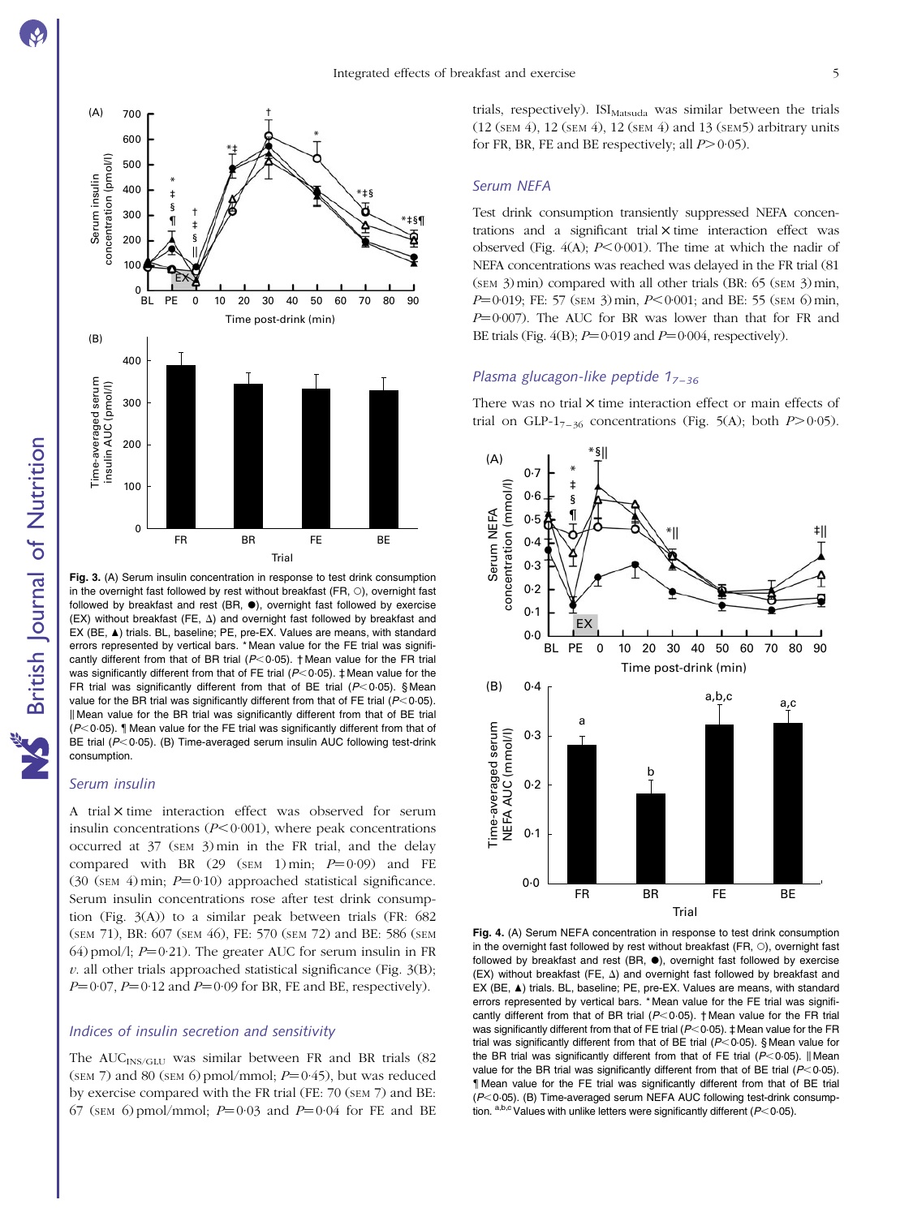**Fig. 3.** (A) Serum insulin concentration in response to test drink consumption in the overnight fast followed by rest without breakfast (FR, ○), overnight fast followed by breakfast and rest (BR, ●), overnight fast followed by exercise (EX) without breakfast (FE, Δ) and overnight fast followed by breakfast and EX (BE, ▲) trials. BL, baseline; PE, pre-EX. Values are means, with standard errors represented by vertical bars. * Mean value for the FE trial was significantly different from that of BR trial ($P<0·05$). † Mean value for the FR trial was significantly different from that of FE trial ($P<0·05$). ‡ Mean value for the FR trial was significantly different from that of BE trial ($P<0·05$). § Mean value for the BR trial was significantly different from that of FE trial ($P<0·05$). ‖ Mean value for the BR trial was significantly different from that of BE trial ($P<0·05$). ¶ Mean value for the FE trial was significantly different from that of BE trial ($P<0·05$). (B) Time-averaged serum insulin AUC following test-drink consumption.

### Serum insulin

A trial × time interaction effect was observed for serum insulin concentrations ($P<0·001$), where peak concentrations occurred at 37 (SEM 3) min in the FR trial, and the delay compared with BR (29 (SEM 1) min; $P=0·09$) and FE (30 (SEM 4) min; $P=0·10$) approached statistical significance. Serum insulin concentrations rose after test drink consumption (Fig. 3(A)) to a similar peak between trials (FR: 682 (SEM 71), BR: 607 (SEM 46), FE: 570 (SEM 72) and BE: 586 (SEM 64) pmol/l; $P=0·21$). The greater AUC for serum insulin in FR *v.* all other trials approached statistical significance (Fig. 3(B); $P=0·07$, $P=0·12$ and $P=0·09$ for BR, FE and BE, respectively).

### Indices of insulin secretion and sensitivity

The $AUC_{INS/GLU}$ was similar between FR and BR trials (82 (SEM 7) and 80 (SEM 6) pmol/mmol; $P=0·45$), but was reduced by exercise compared with the FR trial (FE: 70 (SEM 7) and BE: 67 (SEM 6) pmol/mmol; $P=0·03$ and $P=0·04$ for FE and BE trials, respectively). $ISI_{Matsuda}$ was similar between the trials (12 (SEM 4), 12 (SEM 4), 12 (SEM 4) and 13 (SEM 5) arbitrary units for FR, BR, FE and BE respectively; all $P>0·05$).

### Serum NEFA

Test drink consumption transiently suppressed NEFA concentrations and a significant trial × time interaction effect was observed (Fig. 4(A); $P<0·001$). The time at which the nadir of NEFA concentrations was reached was delayed in the FR trial (81 (SEM 3) min) compared with all other trials (BR: 65 (SEM 3) min, $P=0·019$; FE: 57 (SEM 3) min, $P<0·001$; and BE: 55 (SEM 6) min, $P=0·007$). The AUC for BR was lower than that for FR and BE trials (Fig. 4(B); $P=0·019$ and $P=0·004$, respectively).

### Plasma glucagon-like peptide $1_{7-36}$

There was no trial × time interaction effect or main effects of trial on $GLP\text{-}1_{7-36}$ concentrations (Fig. 5(A); both $P>0·05$).

**Fig. 4.** (A) Serum NEFA concentration in response to test drink consumption in the overnight fast followed by rest without breakfast (FR, ○), overnight fast followed by breakfast and rest (BR, ●), overnight fast followed by exercise (EX) without breakfast (FE, Δ) and overnight fast followed by breakfast and EX (BE, ▲) trials. BL, baseline; PE, pre-EX. Values are means, with standard errors represented by vertical bars. * Mean value for the FE trial was significantly different from that of BR trial ($P<0·05$). † Mean value for the FR trial was significantly different from that of FE trial ($P<0·05$). ‡ Mean value for the FR trial was significantly different from that of BE trial ($P<0·05$). § Mean value for the BR trial was significantly different from that of FE trial ($P<0·05$). ‖ Mean value for the BR trial was significantly different from that of BE trial ($P<0·05$). ¶ Mean value for the FE trial was significantly different from that of BE trial ($P<0·05$). (B) Time-averaged serum NEFA AUC following test-drink consumption. [a,b,c] Values with unlike letters were significantly different ($P<0·05$).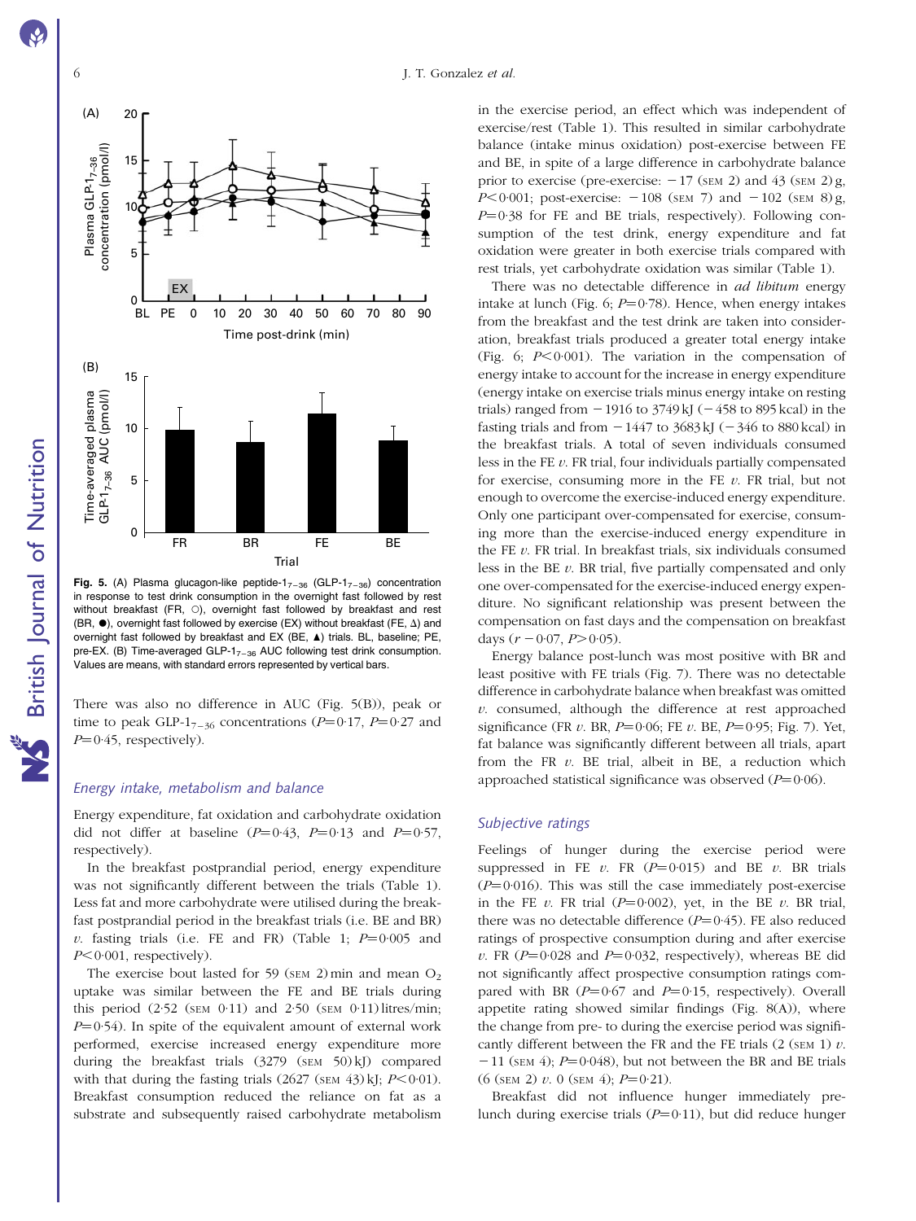**Fig. 5.** (A) Plasma glucagon-like peptide-$1_{7-36}$ (GLP-$1_{7-36}$) concentration in response to test drink consumption in the overnight fast followed by rest without breakfast (FR, ○), overnight fast followed by breakfast and rest (BR, ●), overnight fast followed by exercise (EX) without breakfast (FE, Δ) and overnight fast followed by breakfast and EX (BE, ▲) trials. BL, baseline; PE, pre-EX. (B) Time-averaged GLP-$1_{7-36}$ AUC following test drink consumption. Values are means, with standard errors represented by vertical bars.

There was also no difference in AUC (Fig. 5(B)), peak or time to peak GLP-$1_{7-36}$ concentrations ($P$=0·17, $P$=0·27 and $P$=0·45, respectively).

### Energy intake, metabolism and balance

Energy expenditure, fat oxidation and carbohydrate oxidation did not differ at baseline ($P$=0·43, $P$=0·13 and $P$=0·57, respectively).

In the breakfast postprandial period, energy expenditure was not significantly different between the trials (Table 1). Less fat and more carbohydrate were utilised during the breakfast postprandial period in the breakfast trials (i.e. BE and BR) *v.* fasting trials (i.e. FE and FR) (Table 1; $P$=0·005 and $P$<0·001, respectively).

The exercise bout lasted for 59 (SEM 2) min and mean $O_2$ uptake was similar between the FE and BE trials during this period (2·52 (SEM 0·11) and 2·50 (SEM 0·11) litres/min; $P$=0·54). In spite of the equivalent amount of external work performed, exercise increased energy expenditure more during the breakfast trials (3279 (SEM 50) kJ) compared with that during the fasting trials (2627 (SEM 43) kJ; $P$<0·01). Breakfast consumption reduced the reliance on fat as a substrate and subsequently raised carbohydrate metabolism in the exercise period, an effect which was independent of exercise/rest (Table 1). This resulted in similar carbohydrate balance (intake minus oxidation) post-exercise between FE and BE, in spite of a large difference in carbohydrate balance prior to exercise (pre-exercise: −17 (SEM 2) and 43 (SEM 2) g, $P$<0·001; post-exercise: −108 (SEM 7) and −102 (SEM 8) g, $P$=0·38 for FE and BE trials, respectively). Following consumption of the test drink, energy expenditure and fat oxidation were greater in both exercise trials compared with rest trials, yet carbohydrate oxidation was similar (Table 1).

There was no detectable difference in *ad libitum* energy intake at lunch (Fig. 6; $P$=0·78). Hence, when energy intakes from the breakfast and the test drink are taken into consideration, breakfast trials produced a greater total energy intake (Fig. 6; $P$<0·001). The variation in the compensation of energy intake to account for the increase in energy expenditure (energy intake on exercise trials minus energy intake on resting trials) ranged from −1916 to 3749 kJ (−458 to 895 kcal) in the fasting trials and from −1447 to 3683 kJ (−346 to 880 kcal) in the breakfast trials. A total of seven individuals consumed less in the FE *v.* FR trial, four individuals partially compensated for exercise, consuming more in the FE *v.* FR trial, but not enough to overcome the exercise-induced energy expenditure. Only one participant over-compensated for exercise, consuming more than the exercise-induced energy expenditure in the FE *v.* FR trial. In breakfast trials, six individuals consumed less in the BE *v.* BR trial, five partially compensated and only one over-compensated for the exercise-induced energy expenditure. No significant relationship was present between the compensation on fast days and the compensation on breakfast days ($r$ −0·07, $P$>0·05).

Energy balance post-lunch was most positive with BR and least positive with FE trials (Fig. 7). There was no detectable difference in carbohydrate balance when breakfast was omitted *v.* consumed, although the difference at rest approached significance (FR *v.* BR, $P$=0·06; FE *v.* BE, $P$=0·95; Fig. 7). Yet, fat balance was significantly different between all trials, apart from the FR *v.* BE trial, albeit in BE, a reduction which approached statistical significance was observed ($P$=0·06).

### Subjective ratings

Feelings of hunger during the exercise period were suppressed in FE *v.* FR ($P$=0·015) and BE *v.* BR trials ($P$=0·016). This was still the case immediately post-exercise in the FE *v.* FR trial ($P$=0·002), yet, in the BE *v.* BR trial, there was no detectable difference ($P$=0·45). FE also reduced ratings of prospective consumption during and after exercise *v.* FR ($P$=0·028 and $P$=0·032, respectively), whereas BE did not significantly affect prospective consumption ratings compared with BR ($P$=0·67 and $P$=0·15, respectively). Overall appetite rating showed similar findings (Fig. 8(A)), where the change from pre- to during the exercise period was significantly different between the FR and the FE trials (2 (SEM 1) *v.* −11 (SEM 4); $P$=0·048), but not between the BR and BE trials (6 (SEM 2) *v.* 0 (SEM 4); $P$=0·21).

Breakfast did not influence hunger immediately pre-lunch during exercise trials ($P$=0·11), but did reduce hunger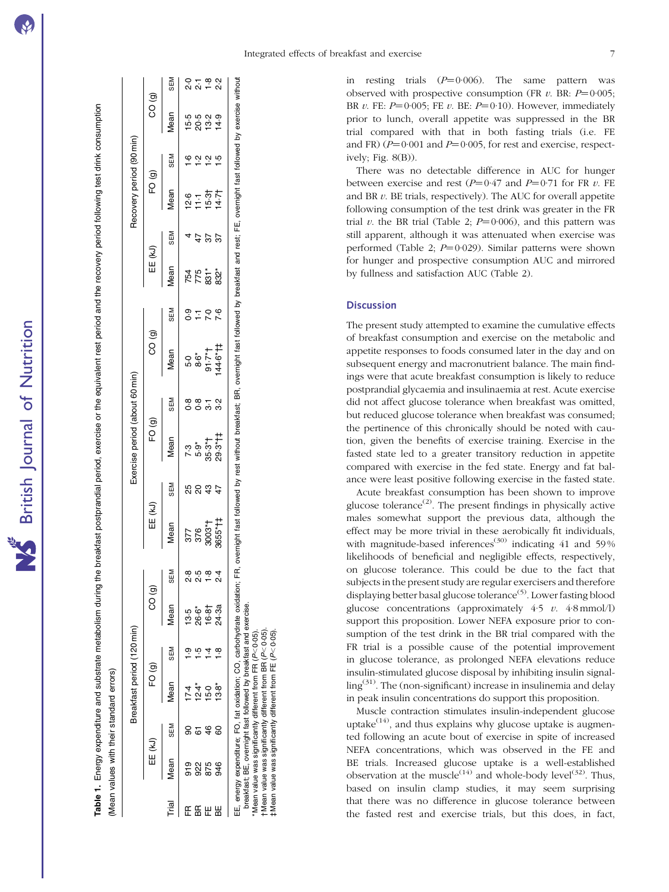**Table 1.** Energy expenditure and substrate metabolism during the breakfast postprandial period, exercise or the equivalent rest period and the recovery period following test drink consumption

(Mean values with their standard errors)

| | Breakfast period (120 min) | | | | | | Exercise period (about 60 min) | | | | | | Recovery period (90 min) | | | | | |
|---|---|---|---|---|---|---|---|---|---|---|---|---|---|---|---|---|---|---|
| | EE (kJ) | | FO (g) | | CO (g) | | EE (kJ) | | FO (g) | | CO (g) | | EE (kJ) | | FO (g) | | CO (g) | |
| Trial | Mean | SEM | Mean | SEM | Mean | SEM | Mean | SEM | Mean | SEM | Mean | SEM | Mean | SEM | Mean | SEM | Mean | SEM |
| FR | 919 | 90 | 17·4 | 1·9 | 13·5 | 2·8 | 377 | 25 | 7·3 | 0·8 | 5·0 | 0·9 | 754 | 4 | 12·6 | 1·6 | 15·5 | 2·0 |
| BR | 922 | 61 | 12·4* | 1·5 | 26·6* | 2·5 | 376 | 20 | 5·9* | 0·8 | 8·6* | 1·1 | 775 | 47 | 11·1 | 1·2 | 20·5 | 2·1 |
| FE | 875 | 46 | 15·0 | 1·4 | 16·8† | 1·8 | 3003*† | 43 | 35·3*† | 3·1 | 91·7*† | 7·0 | 831* | 37 | 15·3† | 1·2 | 13·2 | 1·8 |
| BE | 946 | 60 | 13·8* | 1·8 | 24·3a | 2·4 | 3655*†‡ | 47 | 29·3*†‡ | 3·2 | 144·6*†‡ | 7·6 | 832* | 37 | 14·7† | 1·5 | 14·9 | 2·2 |

EE, energy expenditure; FO, fat oxidation; CO, carbohydrate oxidation; FR, overnight fast followed by rest without breakfast; BR, overnight fast followed by breakfast and rest; FE, overnight fast followed by exercise without breakfast; BE, overnight fast followed by breakfast and exercise.
\* Mean value was significantly different from FR ($P<0·05$).
† Mean value was significantly different from BR ($P<0·05$).
‡ Mean value was significantly different from FE ($P<0·05$).

in resting trials ($P=0·006$). The same pattern was observed with prospective consumption (FR *v.* BR: $P=0·005$; BR *v.* FE: $P=0·005$; FE *v.* BE: $P=0·10$). However, immediately prior to lunch, overall appetite was suppressed in the BR trial compared with that in both fasting trials (i.e. FE and FR) ($P=0·001$ and $P=0·005$, for rest and exercise, respectively; Fig. 8(B)).

There was no detectable difference in AUC for hunger between exercise and rest ($P=0·47$ and $P=0·71$ for FR *v.* FE and BR *v.* BE trials, respectively). The AUC for overall appetite following consumption of the test drink was greater in the FR trial *v.* the BR trial (Table 2; $P=0·006$), and this pattern was still apparent, although it was attenuated when exercise was performed (Table 2; $P=0·029$). Similar patterns were shown for hunger and prospective consumption AUC and mirrored by fullness and satisfaction AUC (Table 2).

## Discussion

The present study attempted to examine the cumulative effects of breakfast consumption and exercise on the metabolic and appetite responses to foods consumed later in the day and on subsequent energy and macronutrient balance. The main findings were that acute breakfast consumption is likely to reduce postprandial glycaemia and insulinaemia at rest. Acute exercise did not affect glucose tolerance when breakfast was omitted, but reduced glucose tolerance when breakfast was consumed; the pertinence of this chronically should be noted with caution, given the benefits of exercise training. Exercise in the fasted state led to a greater transitory reduction in appetite compared with exercise in the fed state. Energy and fat balance were least positive following exercise in the fasted state.

Acute breakfast consumption has been shown to improve glucose tolerance[2]. The present findings in physically active males somewhat support the previous data, although the effect may be more trivial in these aerobically fit individuals, with magnitude-based inferences[30] indicating 41 and 59 % likelihoods of beneficial and negligible effects, respectively, on glucose tolerance. This could be due to the fact that subjects in the present study are regular exercisers and therefore displaying better basal glucose tolerance[5]. Lower fasting blood glucose concentrations (approximately 4·5 *v.* 4·8 mmol/l) support this proposition. Lower NEFA exposure prior to consumption of the test drink in the BR trial compared with the FR trial is a possible cause of the potential improvement in glucose tolerance, as prolonged NEFA elevations reduce insulin-stimulated glucose disposal by inhibiting insulin signalling[31]. The (non-significant) increase in insulinemia and delay in peak insulin concentrations do support this proposition.

Muscle contraction stimulates insulin-independent glucose uptake[14], and thus explains why glucose uptake is augmented following an acute bout of exercise in spite of increased NEFA concentrations, which was observed in the FE and BE trials. Increased glucose uptake is a well-established observation at the muscle[14] and whole-body level[32]. Thus, based on insulin clamp studies, it may seem surprising that there was no difference in glucose tolerance between the fasted rest and exercise trials, but this does, in fact,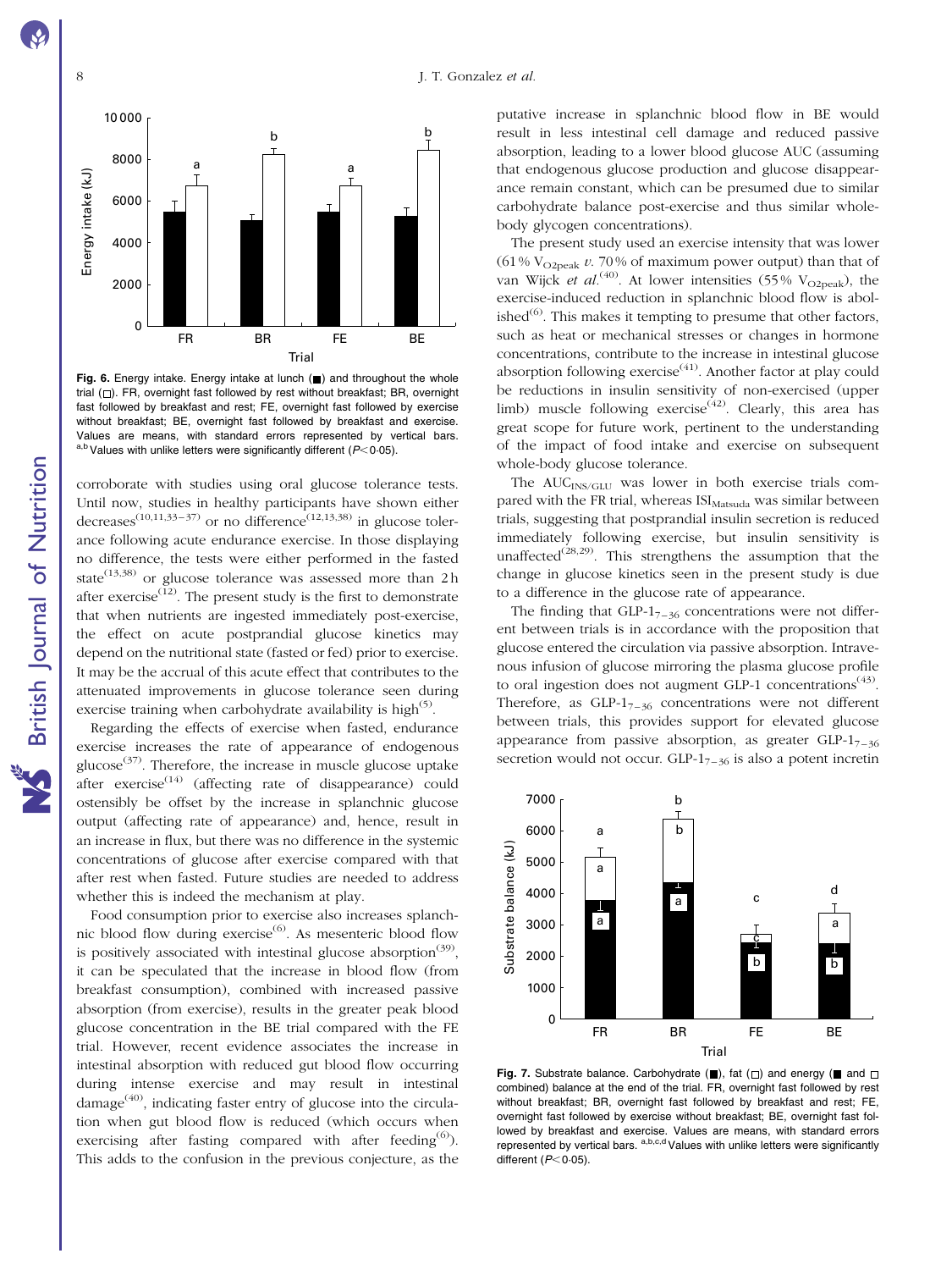Fig. 6. Energy intake. Energy intake at lunch (■) and throughout the whole trial (□). FR, overnight fast followed by rest without breakfast; BR, overnight fast followed by breakfast and rest; FE, overnight fast followed by exercise without breakfast; BE, overnight fast followed by breakfast and exercise. Values are means, with standard errors represented by vertical bars. [a,b] Values with unlike letters were significantly different ($P<0.05$).

corroborate with studies using oral glucose tolerance tests. Until now, studies in healthy participants have shown either decreases[10,11,33–37] or no difference[12,13,38] in glucose tolerance following acute endurance exercise. In those displaying no difference, the tests were either performed in the fasted state[13,38] or glucose tolerance was assessed more than 2 h after exercise[12]. The present study is the first to demonstrate that when nutrients are ingested immediately post-exercise, the effect on acute postprandial glucose kinetics may depend on the nutritional state (fasted or fed) prior to exercise. It may be the accrual of this acute effect that contributes to the attenuated improvements in glucose tolerance seen during exercise training when carbohydrate availability is high[5].

Regarding the effects of exercise when fasted, endurance exercise increases the rate of appearance of endogenous glucose[37]. Therefore, the increase in muscle glucose uptake after exercise[14] (affecting rate of disappearance) could ostensibly be offset by the increase in splanchnic glucose output (affecting rate of appearance) and, hence, result in an increase in flux, but there was no difference in the systemic concentrations of glucose after exercise compared with that after rest when fasted. Future studies are needed to address whether this is indeed the mechanism at play.

Food consumption prior to exercise also increases splanchnic blood flow during exercise[6]. As mesenteric blood flow is positively associated with intestinal glucose absorption[39], it can be speculated that the increase in blood flow (from breakfast consumption), combined with increased passive absorption (from exercise), results in the greater peak blood glucose concentration in the BE trial compared with the FE trial. However, recent evidence associates the increase in intestinal absorption with reduced gut blood flow occurring during intense exercise and may result in intestinal damage[40], indicating faster entry of glucose into the circulation when gut blood flow is reduced (which occurs when exercising after fasting compared with after feeding[6]). This adds to the confusion in the previous conjecture, as the putative increase in splanchnic blood flow in BE would result in less intestinal cell damage and reduced passive absorption, leading to a lower blood glucose AUC (assuming that endogenous glucose production and glucose disappearance remain constant, which can be presumed due to similar carbohydrate balance post-exercise and thus similar whole-body glycogen concentrations).

The present study used an exercise intensity that was lower (61 % $V_{O2peak}$ *v.* 70 % of maximum power output) than that of van Wijck *et al.*[40]. At lower intensities (55 % $V_{O2peak}$), the exercise-induced reduction in splanchnic blood flow is abolished[6]. This makes it tempting to presume that other factors, such as heat or mechanical stresses or changes in hormone concentrations, contribute to the increase in intestinal glucose absorption following exercise[41]. Another factor at play could be reductions in insulin sensitivity of non-exercised (upper limb) muscle following exercise[42]. Clearly, this area has great scope for future work, pertinent to the understanding of the impact of food intake and exercise on subsequent whole-body glucose tolerance.

The $AUC_{INS/GLU}$ was lower in both exercise trials compared with the FR trial, whereas $ISI_{Matsuda}$ was similar between trials, suggesting that postprandial insulin secretion is reduced immediately following exercise, but insulin sensitivity is unaffected[28,29]. This strengthens the assumption that the change in glucose kinetics seen in the present study is due to a difference in the glucose rate of appearance.

The finding that $GLP\text{-}1_{7-36}$ concentrations were not different between trials is in accordance with the proposition that glucose entered the circulation via passive absorption. Intravenous infusion of glucose mirroring the plasma glucose profile to oral ingestion does not augment GLP-1 concentrations[43]. Therefore, as $GLP\text{-}1_{7-36}$ concentrations were not different between trials, this provides support for elevated glucose appearance from passive absorption, as greater $GLP\text{-}1_{7-36}$ secretion would not occur. $GLP\text{-}1_{7-36}$ is also a potent incretin

Fig. 7. Substrate balance. Carbohydrate (■), fat (□) and energy (■ and □ combined) balance at the end of the trial. FR, overnight fast followed by rest without breakfast; BR, overnight fast followed by breakfast and rest; FE, overnight fast followed by exercise without breakfast; BE, overnight fast followed by breakfast and exercise. Values are means, with standard errors represented by vertical bars. [a,b,c,d] Values with unlike letters were significantly different ($P<0.05$).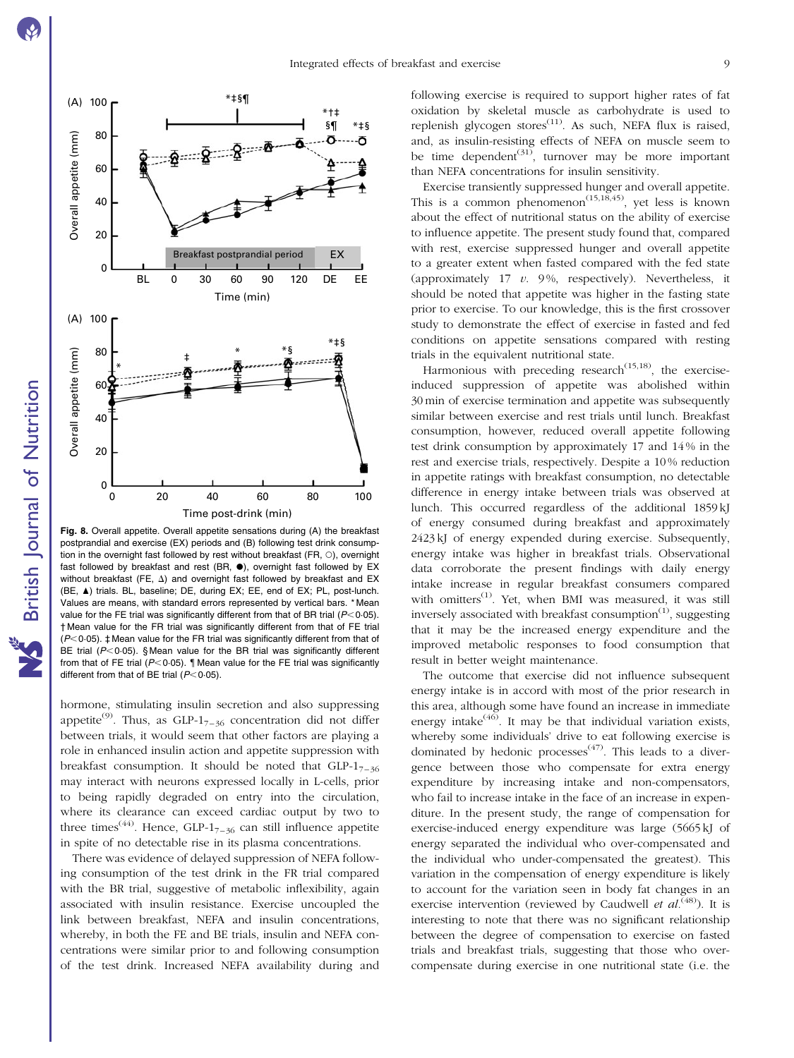Fig. 8. Overall appetite. Overall appetite sensations during (A) the breakfast postprandial and exercise (EX) periods and (B) following test drink consumption in the overnight fast followed by rest without breakfast (FR, ○), overnight fast followed by breakfast and rest (BR, ●), overnight fast followed by EX without breakfast (FE, Δ) and overnight fast followed by breakfast and EX (BE, ▲) trials. BL, baseline; DE, during EX; EE, end of EX; PL, post-lunch. Values are means, with standard errors represented by vertical bars. * Mean value for the FE trial was significantly different from that of BR trial ($P < 0.05$). † Mean value for the FR trial was significantly different from that of FE trial ($P < 0.05$). ‡ Mean value for the FR trial was significantly different from that of BE trial ($P < 0.05$). § Mean value for the BR trial was significantly different from that of FE trial ($P < 0.05$). ¶ Mean value for the FE trial was significantly different from that of BE trial ($P < 0.05$).

hormone, stimulating insulin secretion and also suppressing appetite[9]. Thus, as $GLP\text{-}1_{7-36}$ concentration did not differ between trials, it would seem that other factors are playing a role in enhanced insulin action and appetite suppression with breakfast consumption. It should be noted that $GLP\text{-}1_{7-36}$ may interact with neurons expressed locally in L-cells, prior to being rapidly degraded on entry into the circulation, where its clearance can exceed cardiac output by two to three times[44]. Hence, $GLP\text{-}1_{7-36}$ can still influence appetite in spite of no detectable rise in its plasma concentrations.

There was evidence of delayed suppression of NEFA following consumption of the test drink in the FR trial compared with the BR trial, suggestive of metabolic inflexibility, again associated with insulin resistance. Exercise uncoupled the link between breakfast, NEFA and insulin concentrations, whereby, in both the FE and BE trials, insulin and NEFA concentrations were similar prior to and following consumption of the test drink. Increased NEFA availability during and following exercise is required to support higher rates of fat oxidation by skeletal muscle as carbohydrate is used to replenish glycogen stores[11]. As such, NEFA flux is raised, and, as insulin-resisting effects of NEFA on muscle seem to be time dependent[31], turnover may be more important than NEFA concentrations for insulin sensitivity.

Exercise transiently suppressed hunger and overall appetite. This is a common phenomenon[15,18,45], yet less is known about the effect of nutritional status on the ability of exercise to influence appetite. The present study found that, compared with rest, exercise suppressed hunger and overall appetite to a greater extent when fasted compared with the fed state (approximately 17 *v.* 9 %, respectively). Nevertheless, it should be noted that appetite was higher in the fasting state prior to exercise. To our knowledge, this is the first crossover study to demonstrate the effect of exercise in fasted and fed conditions on appetite sensations compared with resting trials in the equivalent nutritional state.

Harmonious with preceding research[15,18], the exercise-induced suppression of appetite was abolished within 30 min of exercise termination and appetite was subsequently similar between exercise and rest trials until lunch. Breakfast consumption, however, reduced overall appetite following test drink consumption by approximately 17 and 14 % in the rest and exercise trials, respectively. Despite a 10 % reduction in appetite ratings with breakfast consumption, no detectable difference in energy intake between trials was observed at lunch. This occurred regardless of the additional 1859 kJ of energy consumed during breakfast and approximately 2423 kJ of energy expended during exercise. Subsequently, energy intake was higher in breakfast trials. Observational data corroborate the present findings with daily energy intake increase in regular breakfast consumers compared with omitters[1]. Yet, when BMI was measured, it was still inversely associated with breakfast consumption[1], suggesting that it may be the increased energy expenditure and the improved metabolic responses to food consumption that result in better weight maintenance.

The outcome that exercise did not influence subsequent energy intake is in accord with most of the prior research in this area, although some have found an increase in immediate energy intake[46]. It may be that individual variation exists, whereby some individuals' drive to eat following exercise is dominated by hedonic processes[47]. This leads to a divergence between those who compensate for extra energy expenditure by increasing intake and non-compensators, who fail to increase intake in the face of an increase in expenditure. In the present study, the range of compensation for exercise-induced energy expenditure was large (5665 kJ of energy separated the individual who over-compensated and the individual who under-compensated the greatest). This variation in the compensation of energy expenditure is likely to account for the variation seen in body fat changes in an exercise intervention (reviewed by Caudwell *et al.*[48]). It is interesting to note that there was no significant relationship between the degree of compensation to exercise on fasted trials and breakfast trials, suggesting that those who over-compensate during exercise in one nutritional state (i.e. the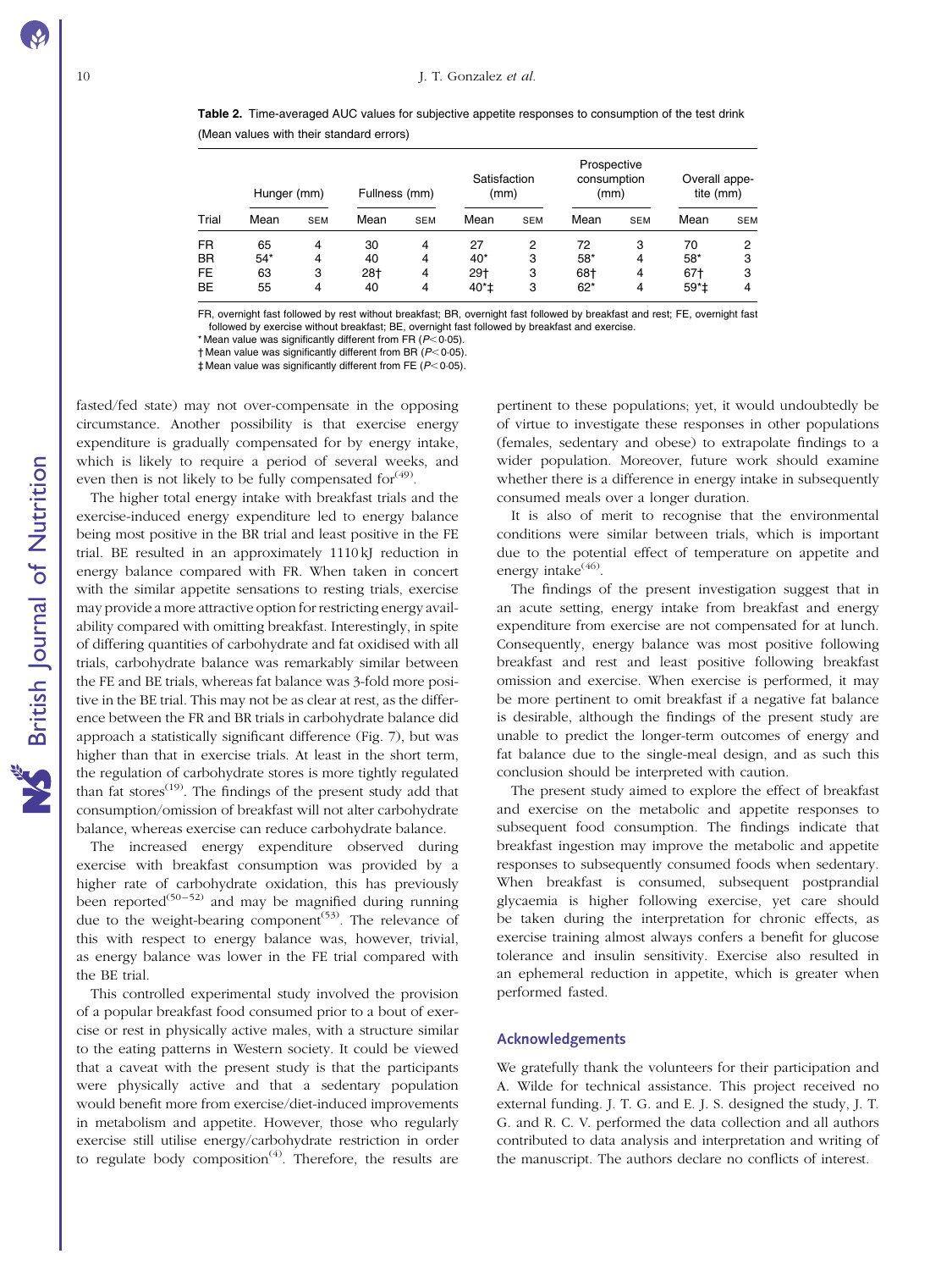**Table 2.** Time-averaged AUC values for subjective appetite responses to consumption of the test drink

(Mean values with their standard errors)

| | Hunger (mm) | | Fullness (mm) | | Satisfaction (mm) | | Prospective consumption (mm) | | Overall appetite (mm) | |
|---|---|---|---|---|---|---|---|---|---|---|
| Trial | Mean | SEM | Mean | SEM | Mean | SEM | Mean | SEM | Mean | SEM |
| FR | 65 | 4 | 30 | 4 | 27 | 2 | 72 | 3 | 70 | 2 |
| BR | 54* | 4 | 40 | 4 | 40* | 3 | 58* | 4 | 58* | 3 |
| FE | 63 | 3 | 28† | 4 | 29† | 3 | 68† | 4 | 67† | 3 |
| BE | 55 | 4 | 40 | 4 | 40*‡ | 3 | 62* | 4 | 59*‡ | 4 |

FR, overnight fast followed by rest without breakfast; BR, overnight fast followed by breakfast and rest; FE, overnight fast followed by exercise without breakfast; BE, overnight fast followed by breakfast and exercise.

\* Mean value was significantly different from FR ($P < 0.05$).

† Mean value was significantly different from BR ($P < 0.05$).

‡ Mean value was significantly different from FE ($P < 0.05$).

fasted/fed state) may not over-compensate in the opposing circumstance. Another possibility is that exercise energy expenditure is gradually compensated for by energy intake, which is likely to require a period of several weeks, and even then is not likely to be fully compensated for[49].

The higher total energy intake with breakfast trials and the exercise-induced energy expenditure led to energy balance being most positive in the BR trial and least positive in the FE trial. BE resulted in an approximately 1110 kJ reduction in energy balance compared with FR. When taken in concert with the similar appetite sensations to resting trials, exercise may provide a more attractive option for restricting energy availability compared with omitting breakfast. Interestingly, in spite of differing quantities of carbohydrate and fat oxidised with all trials, carbohydrate balance was remarkably similar between the FE and BE trials, whereas fat balance was 3-fold more positive in the BE trial. This may not be as clear at rest, as the difference between the FR and BR trials in carbohydrate balance did approach a statistically significant difference (Fig. 7), but was higher than that in exercise trials. At least in the short term, the regulation of carbohydrate stores is more tightly regulated than fat stores[19]. The findings of the present study add that consumption/omission of breakfast will not alter carbohydrate balance, whereas exercise can reduce carbohydrate balance.

The increased energy expenditure observed during exercise with breakfast consumption was provided by a higher rate of carbohydrate oxidation, this has previously been reported[50–52] and may be magnified during running due to the weight-bearing component[53]. The relevance of this with respect to energy balance was, however, trivial, as energy balance was lower in the FE trial compared with the BE trial.

This controlled experimental study involved the provision of a popular breakfast food consumed prior to a bout of exercise or rest in physically active males, with a structure similar to the eating patterns in Western society. It could be viewed that a caveat with the present study is that the participants were physically active and that a sedentary population would benefit more from exercise/diet-induced improvements in metabolism and appetite. However, those who regularly exercise still utilise energy/carbohydrate restriction in order to regulate body composition[4]. Therefore, the results are pertinent to these populations; yet, it would undoubtedly be of virtue to investigate these responses in other populations (females, sedentary and obese) to extrapolate findings to a wider population. Moreover, future work should examine whether there is a difference in energy intake in subsequently consumed meals over a longer duration.

It is also of merit to recognise that the environmental conditions were similar between trials, which is important due to the potential effect of temperature on appetite and energy intake[46].

The findings of the present investigation suggest that in an acute setting, energy intake from breakfast and energy expenditure from exercise are not compensated for at lunch. Consequently, energy balance was most positive following breakfast and rest and least positive following breakfast omission and exercise. When exercise is performed, it may be more pertinent to omit breakfast if a negative fat balance is desirable, although the findings of the present study are unable to predict the longer-term outcomes of energy and fat balance due to the single-meal design, and as such this conclusion should be interpreted with caution.

The present study aimed to explore the effect of breakfast and exercise on the metabolic and appetite responses to subsequent food consumption. The findings indicate that breakfast ingestion may improve the metabolic and appetite responses to subsequently consumed foods when sedentary. When breakfast is consumed, subsequent postprandial glycaemia is higher following exercise, yet care should be taken during the interpretation for chronic effects, as exercise training almost always confers a benefit for glucose tolerance and insulin sensitivity. Exercise also resulted in an ephemeral reduction in appetite, which is greater when performed fasted.

## Acknowledgements

We gratefully thank the volunteers for their participation and A. Wilde for technical assistance. This project received no external funding. J. T. G. and E. J. S. designed the study, J. T. G. and R. C. V. performed the data collection and all authors contributed to data analysis and interpretation and writing of the manuscript. The authors declare no conflicts of interest.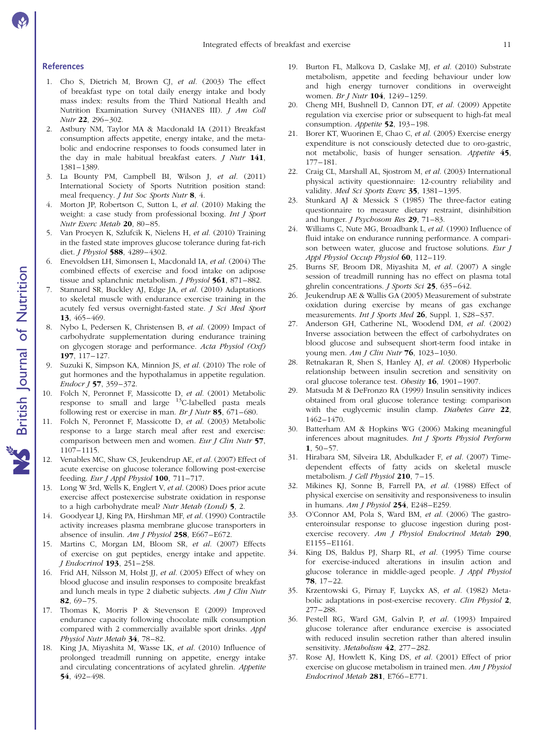## References

1. Cho S, Dietrich M, Brown CJ, *et al.* (2003) The effect of breakfast type on total daily energy intake and body mass index: results from the Third National Health and Nutrition Examination Survey (NHANES III). *J Am Coll Nutr* **22**, 296–302.
2. Astbury NM, Taylor MA & Macdonald IA (2011) Breakfast consumption affects appetite, energy intake, and the metabolic and endocrine responses to foods consumed later in the day in male habitual breakfast eaters. *J Nutr* **141**, 1381–1389.
3. La Bounty PM, Campbell BI, Wilson J, *et al.* (2011) International Society of Sports Nutrition position stand: meal frequency. *J Int Soc Sports Nutr* **8**, 4.
4. Morton JP, Robertson C, Sutton L, *et al.* (2010) Making the weight: a case study from professional boxing. *Int J Sport Nutr Exerc Metab* **20**, 80–85.
5. Van Proeyen K, Szlufcik K, Nielens H, *et al.* (2010) Training in the fasted state improves glucose tolerance during fat-rich diet. *J Physiol* **588**, 4289–4302.
6. Enevoldsen LH, Simonsen L, Macdonald IA, *et al.* (2004) The combined effects of exercise and food intake on adipose tissue and splanchnic metabolism. *J Physiol* **561**, 871–882.
7. Stannard SR, Buckley AJ, Edge JA, *et al.* (2010) Adaptations to skeletal muscle with endurance exercise training in the acutely fed versus overnight-fasted state. *J Sci Med Sport* **13**, 465–469.
8. Nybo L, Pedersen K, Christensen B, *et al.* (2009) Impact of carbohydrate supplementation during endurance training on glycogen storage and performance. *Acta Physiol (Oxf)* **197**, 117–127.
9. Suzuki K, Simpson KA, Minnion JS, *et al.* (2010) The role of gut hormones and the hypothalamus in appetite regulation. *Endocr J* **57**, 359–372.
10. Folch N, Peronnet F, Massicotte D, *et al.* (2001) Metabolic response to small and large $^{13}$C-labelled pasta meals following rest or exercise in man. *Br J Nutr* **85**, 671–680.
11. Folch N, Peronnet F, Massicotte D, *et al.* (2003) Metabolic response to a large starch meal after rest and exercise: comparison between men and women. *Eur J Clin Nutr* **57**, 1107–1115.
12. Venables MC, Shaw CS, Jeukendrup AE, *et al.* (2007) Effect of acute exercise on glucose tolerance following post-exercise feeding. *Eur J Appl Physiol* **100**, 711–717.
13. Long W 3rd, Wells K, Englert V, *et al.* (2008) Does prior acute exercise affect postexercise substrate oxidation in response to a high carbohydrate meal? *Nutr Metab (Lond)* **5**, 2.
14. Goodyear LJ, King PA, Hirshman MF, *et al.* (1990) Contractile activity increases plasma membrane glucose transporters in absence of insulin. *Am J Physiol* **258**, E667–E672.
15. Martins C, Morgan LM, Bloom SR, *et al.* (2007) Effects of exercise on gut peptides, energy intake and appetite. *J Endocrinol* **193**, 251–258.
16. Frid AH, Nilsson M, Holst JJ, *et al.* (2005) Effect of whey on blood glucose and insulin responses to composite breakfast and lunch meals in type 2 diabetic subjects. *Am J Clin Nutr* **82**, 69–75.
17. Thomas K, Morris P & Stevenson E (2009) Improved endurance capacity following chocolate milk consumption compared with 2 commercially available sport drinks. *Appl Physiol Nutr Metab* **34**, 78–82.
18. King JA, Miyashita M, Wasse LK, *et al.* (2010) Influence of prolonged treadmill running on appetite, energy intake and circulating concentrations of acylated ghrelin. *Appetite* **54**, 492–498.
19. Burton FL, Malkova D, Caslake MJ, *et al.* (2010) Substrate metabolism, appetite and feeding behaviour under low and high energy turnover conditions in overweight women. *Br J Nutr* **104**, 1249–1259.
20. Cheng MH, Bushnell D, Cannon DT, *et al.* (2009) Appetite regulation via exercise prior or subsequent to high-fat meal consumption. *Appetite* **52**, 193–198.
21. Borer KT, Wuorinen E, Chao C, *et al.* (2005) Exercise energy expenditure is not consciously detected due to oro-gastric, not metabolic, basis of hunger sensation. *Appetite* **45**, 177–181.
22. Craig CL, Marshall AL, Sjostrom M, *et al.* (2003) International physical activity questionnaire: 12-country reliability and validity. *Med Sci Sports Exerc* **35**, 1381–1395.
23. Stunkard AJ & Messick S (1985) The three-factor eating questionnaire to measure dietary restraint, disinhibition and hunger. *J Psychosom Res* **29**, 71–83.
24. Williams C, Nute MG, Broadbank L, *et al.* (1990) Influence of fluid intake on endurance running performance. A comparison between water, glucose and fructose solutions. *Eur J Appl Physiol Occup Physiol* **60**, 112–119.
25. Burns SF, Broom DR, Miyashita M, *et al.* (2007) A single session of treadmill running has no effect on plasma total ghrelin concentrations. *J Sports Sci* **25**, 635–642.
26. Jeukendrup AE & Wallis GA (2005) Measurement of substrate oxidation during exercise by means of gas exchange measurements. *Int J Sports Med* **26**, Suppl. 1, S28–S37.
27. Anderson GH, Catherine NL, Woodend DM, *et al.* (2002) Inverse association between the effect of carbohydrates on blood glucose and subsequent short-term food intake in young men. *Am J Clin Nutr* **76**, 1023–1030.
28. Retnakaran R, Shen S, Hanley AJ, *et al.* (2008) Hyperbolic relationship between insulin secretion and sensitivity on oral glucose tolerance test. *Obesity* **16**, 1901–1907.
29. Matsuda M & DeFronzo RA (1999) Insulin sensitivity indices obtained from oral glucose tolerance testing: comparison with the euglycemic insulin clamp. *Diabetes Care* **22**, 1462–1470.
30. Batterham AM & Hopkins WG (2006) Making meaningful inferences about magnitudes. *Int J Sports Physiol Perform* **1**, 50–57.
31. Hirabara SM, Silveira LR, Abdulkader F, *et al.* (2007) Time-dependent effects of fatty acids on skeletal muscle metabolism. *J Cell Physiol* **210**, 7–15.
32. Mikines KJ, Sonne B, Farrell PA, *et al.* (1988) Effect of physical exercise on sensitivity and responsiveness to insulin in humans. *Am J Physiol* **254**, E248–E259.
33. O'Connor AM, Pola S, Ward BM, *et al.* (2006) The gastroenteroinsular response to glucose ingestion during post-exercise recovery. *Am J Physiol Endocrinol Metab* **290**, E1155–E1161.
34. King DS, Baldus PJ, Sharp RL, *et al.* (1995) Time course for exercise-induced alterations in insulin action and glucose tolerance in middle-aged people. *J Appl Physiol* **78**, 17–22.
35. Krzentowski G, Pirnay F, Luyckx AS, *et al.* (1982) Metabolic adaptations in post-exercise recovery. *Clin Physiol* **2**, 277–288.
36. Pestell RG, Ward GM, Galvin P, *et al.* (1993) Impaired glucose tolerance after endurance exercise is associated with reduced insulin secretion rather than altered insulin sensitivity. *Metabolism* **42**, 277–282.
37. Rose AJ, Howlett K, King DS, *et al.* (2001) Effect of prior exercise on glucose metabolism in trained men. *Am J Physiol Endocrinol Metab* **281**, E766–E771.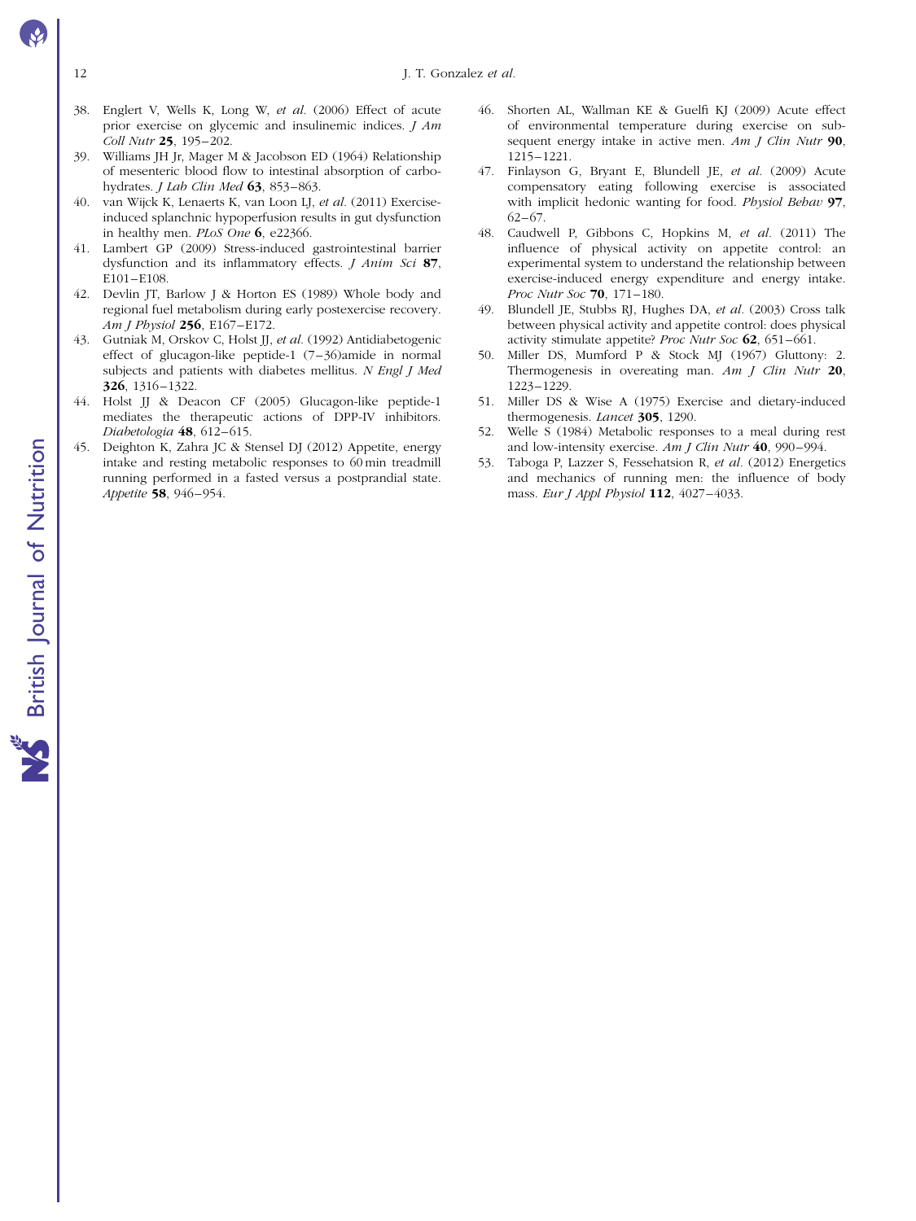38. Englert V, Wells K, Long W, *et al.* (2006) Effect of acute prior exercise on glycemic and insulinemic indices. *J Am Coll Nutr* **25**, 195–202.
39. Williams JH Jr, Mager M & Jacobson ED (1964) Relationship of mesenteric blood flow to intestinal absorption of carbohydrates. *J Lab Clin Med* **63**, 853–863.
40. van Wijck K, Lenaerts K, van Loon LJ, *et al.* (2011) Exercise-induced splanchnic hypoperfusion results in gut dysfunction in healthy men. *PLoS One* **6**, e22366.
41. Lambert GP (2009) Stress-induced gastrointestinal barrier dysfunction and its inflammatory effects. *J Anim Sci* **87**, E101–E108.
42. Devlin JT, Barlow J & Horton ES (1989) Whole body and regional fuel metabolism during early postexercise recovery. *Am J Physiol* **256**, E167–E172.
43. Gutniak M, Orskov C, Holst JJ, *et al.* (1992) Antidiabetogenic effect of glucagon-like peptide-1 (7–36)amide in normal subjects and patients with diabetes mellitus. *N Engl J Med* **326**, 1316–1322.
44. Holst JJ & Deacon CF (2005) Glucagon-like peptide-1 mediates the therapeutic actions of DPP-IV inhibitors. *Diabetologia* **48**, 612–615.
45. Deighton K, Zahra JC & Stensel DJ (2012) Appetite, energy intake and resting metabolic responses to 60 min treadmill running performed in a fasted versus a postprandial state. *Appetite* **58**, 946–954.
46. Shorten AL, Wallman KE & Guelfi KJ (2009) Acute effect of environmental temperature during exercise on subsequent energy intake in active men. *Am J Clin Nutr* **90**, 1215–1221.
47. Finlayson G, Bryant E, Blundell JE, *et al.* (2009) Acute compensatory eating following exercise is associated with implicit hedonic wanting for food. *Physiol Behav* **97**, 62–67.
48. Caudwell P, Gibbons C, Hopkins M, *et al.* (2011) The influence of physical activity on appetite control: an experimental system to understand the relationship between exercise-induced energy expenditure and energy intake. *Proc Nutr Soc* **70**, 171–180.
49. Blundell JE, Stubbs RJ, Hughes DA, *et al.* (2003) Cross talk between physical activity and appetite control: does physical activity stimulate appetite? *Proc Nutr Soc* **62**, 651–661.
50. Miller DS, Mumford P & Stock MJ (1967) Gluttony: 2. Thermogenesis in overeating man. *Am J Clin Nutr* **20**, 1223–1229.
51. Miller DS & Wise A (1975) Exercise and dietary-induced thermogenesis. *Lancet* **305**, 1290.
52. Welle S (1984) Metabolic responses to a meal during rest and low-intensity exercise. *Am J Clin Nutr* **40**, 990–994.
53. Taboga P, Lazzer S, Fessehatsion R, *et al.* (2012) Energetics and mechanics of running men: the influence of body mass. *Eur J Appl Physiol* **112**, 4027–4033.